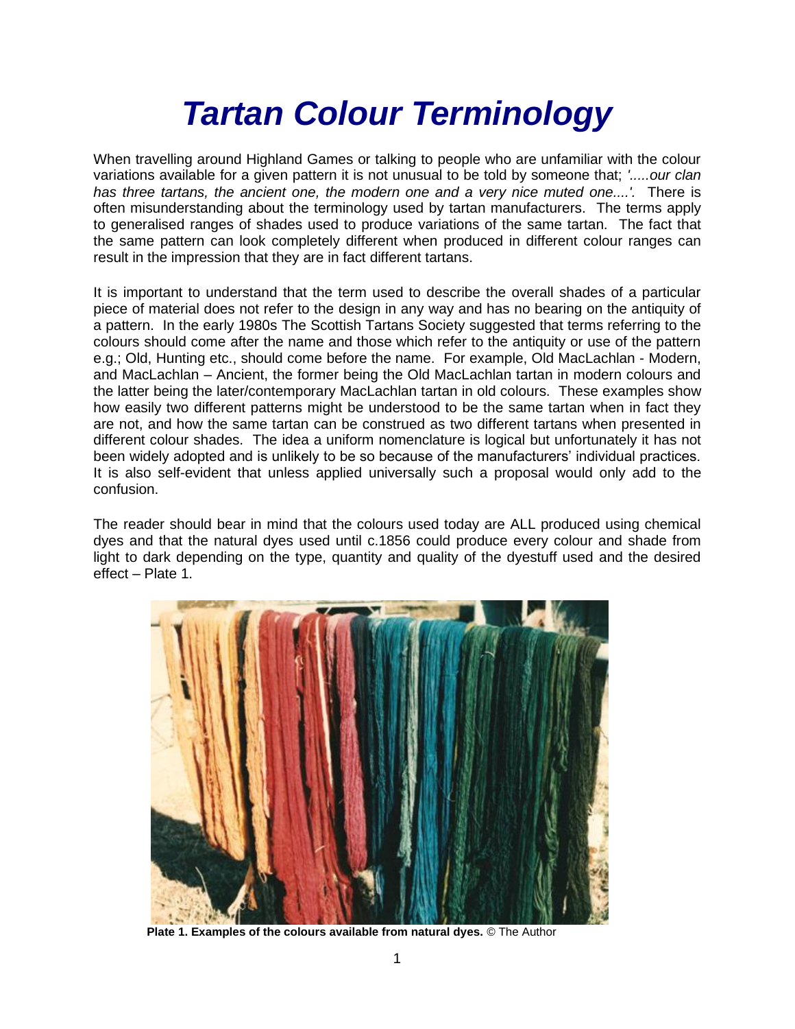# *Tartan Colour Terminology*

When travelling around Highland Games or talking to people who are unfamiliar with the colour variations available for a given pattern it is not unusual to be told by someone that; *'.....our clan has three tartans, the ancient one, the modern one and a very nice muted one....'.* There is often misunderstanding about the terminology used by tartan manufacturers. The terms apply to generalised ranges of shades used to produce variations of the same tartan. The fact that the same pattern can look completely different when produced in different colour ranges can result in the impression that they are in fact different tartans.

It is important to understand that the term used to describe the overall shades of a particular piece of material does not refer to the design in any way and has no bearing on the antiquity of a pattern. In the early 1980s The Scottish Tartans Society suggested that terms referring to the colours should come after the name and those which refer to the antiquity or use of the pattern e.g.; Old, Hunting etc., should come before the name. For example, Old MacLachlan - Modern, and MacLachlan – Ancient, the former being the Old MacLachlan tartan in modern colours and the latter being the later/contemporary MacLachlan tartan in old colours. These examples show how easily two different patterns might be understood to be the same tartan when in fact they are not, and how the same tartan can be construed as two different tartans when presented in different colour shades. The idea a uniform nomenclature is logical but unfortunately it has not been widely adopted and is unlikely to be so because of the manufacturers' individual practices. It is also self-evident that unless applied universally such a proposal would only add to the confusion.

The reader should bear in mind that the colours used today are ALL produced using chemical dyes and that the natural dyes used until c.1856 could produce every colour and shade from light to dark depending on the type, quantity and quality of the dyestuff used and the desired effect – Plate 1.

**Plate 1. Examples of the colours available from natural dyes.** © The Author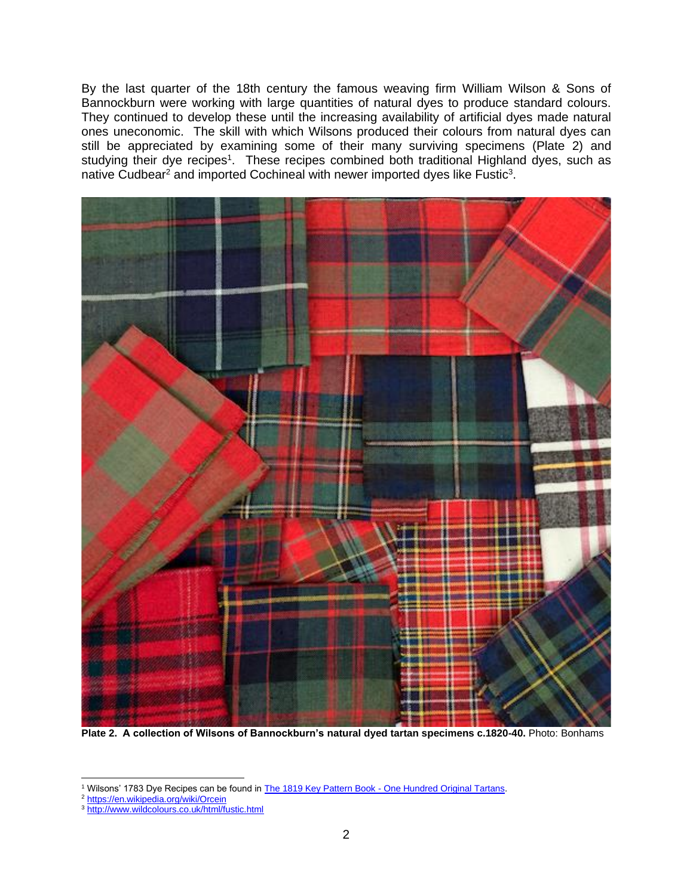By the last quarter of the 18th century the famous weaving firm William Wilson & Sons of Bannockburn were working with large quantities of natural dyes to produce standard colours. They continued to develop these until the increasing availability of artificial dyes made natural ones uneconomic. The skill with which Wilsons produced their colours from natural dyes can still be appreciated by examining some of their many surviving specimens (Plate 2) and studying their dye recipes[1]. These recipes combined both traditional Highland dyes, such as native Cudbear[2] and imported Cochineal with newer imported dyes like Fustic[3].

**Plate 2. A collection of Wilsons of Bannockburn's natural dyed tartan specimens c.1820-40.** Photo: Bonhams

---

[1] Wilsons' 1783 Dye Recipes can be found in The 1819 Key Pattern Book - One Hundred Original Tartans.

[2] https://en.wikipedia.org/wiki/Orcein

[3] http://www.wildcolours.co.uk/html/fustic.html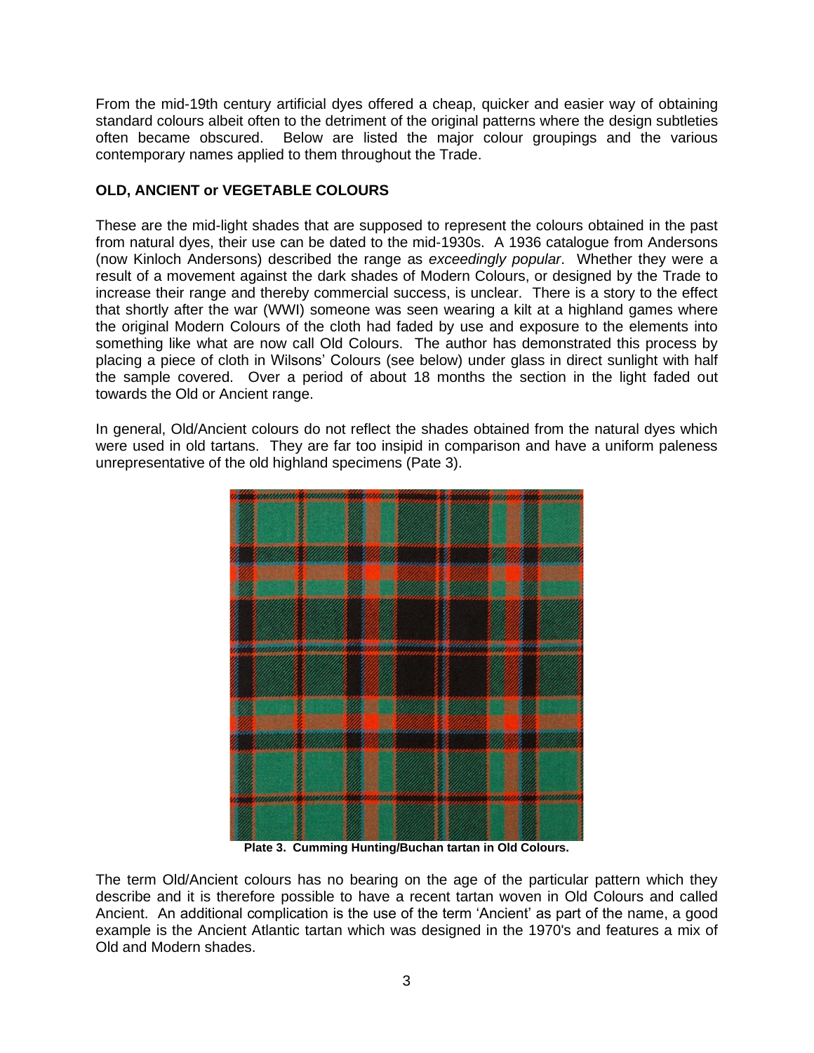From the mid-19th century artificial dyes offered a cheap, quicker and easier way of obtaining standard colours albeit often to the detriment of the original patterns where the design subtleties often became obscured. Below are listed the major colour groupings and the various contemporary names applied to them throughout the Trade.

**OLD, ANCIENT or VEGETABLE COLOURS**

These are the mid-light shades that are supposed to represent the colours obtained in the past from natural dyes, their use can be dated to the mid-1930s. A 1936 catalogue from Andersons (now Kinloch Andersons) described the range as *exceedingly popular*. Whether they were a result of a movement against the dark shades of Modern Colours, or designed by the Trade to increase their range and thereby commercial success, is unclear. There is a story to the effect that shortly after the war (WWI) someone was seen wearing a kilt at a highland games where the original Modern Colours of the cloth had faded by use and exposure to the elements into something like what are now call Old Colours. The author has demonstrated this process by placing a piece of cloth in Wilsons' Colours (see below) under glass in direct sunlight with half the sample covered. Over a period of about 18 months the section in the light faded out towards the Old or Ancient range.

In general, Old/Ancient colours do not reflect the shades obtained from the natural dyes which were used in old tartans. They are far too insipid in comparison and have a uniform paleness unrepresentative of the old highland specimens (Pate 3).

**Plate 3. Cumming Hunting/Buchan tartan in Old Colours.**

The term Old/Ancient colours has no bearing on the age of the particular pattern which they describe and it is therefore possible to have a recent tartan woven in Old Colours and called Ancient. An additional complication is the use of the term 'Ancient' as part of the name, a good example is the Ancient Atlantic tartan which was designed in the 1970's and features a mix of Old and Modern shades.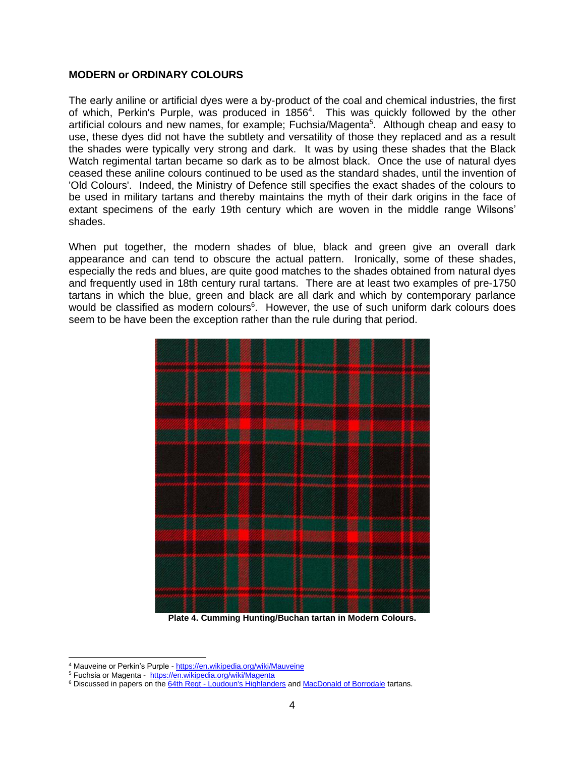**MODERN or ORDINARY COLOURS**

The early aniline or artificial dyes were a by-product of the coal and chemical industries, the first of which, Perkin's Purple, was produced in 1856[4]. This was quickly followed by the other artificial colours and new names, for example; Fuchsia/Magenta[5]. Although cheap and easy to use, these dyes did not have the subtlety and versatility of those they replaced and as a result the shades were typically very strong and dark. It was by using these shades that the Black Watch regimental tartan became so dark as to be almost black. Once the use of natural dyes ceased these aniline colours continued to be used as the standard shades, until the invention of 'Old Colours'. Indeed, the Ministry of Defence still specifies the exact shades of the colours to be used in military tartans and thereby maintains the myth of their dark origins in the face of extant specimens of the early 19th century which are woven in the middle range Wilsons' shades.

When put together, the modern shades of blue, black and green give an overall dark appearance and can tend to obscure the actual pattern. Ironically, some of these shades, especially the reds and blues, are quite good matches to the shades obtained from natural dyes and frequently used in 18th century rural tartans. There are at least two examples of pre-1750 tartans in which the blue, green and black are all dark and which by contemporary parlance would be classified as modern colours[6]. However, the use of such uniform dark colours does seem to be have been the exception rather than the rule during that period.

**Plate 4. Cumming Hunting/Buchan tartan in Modern Colours.**

[4] Mauveine or Perkin's Purple - https://en.wikipedia.org/wiki/Mauveine

[5] Fuchsia or Magenta - https://en.wikipedia.org/wiki/Magenta

[6] Discussed in papers on the 64th Regt - Loudoun's Highlanders and MacDonald of Borrodale tartans.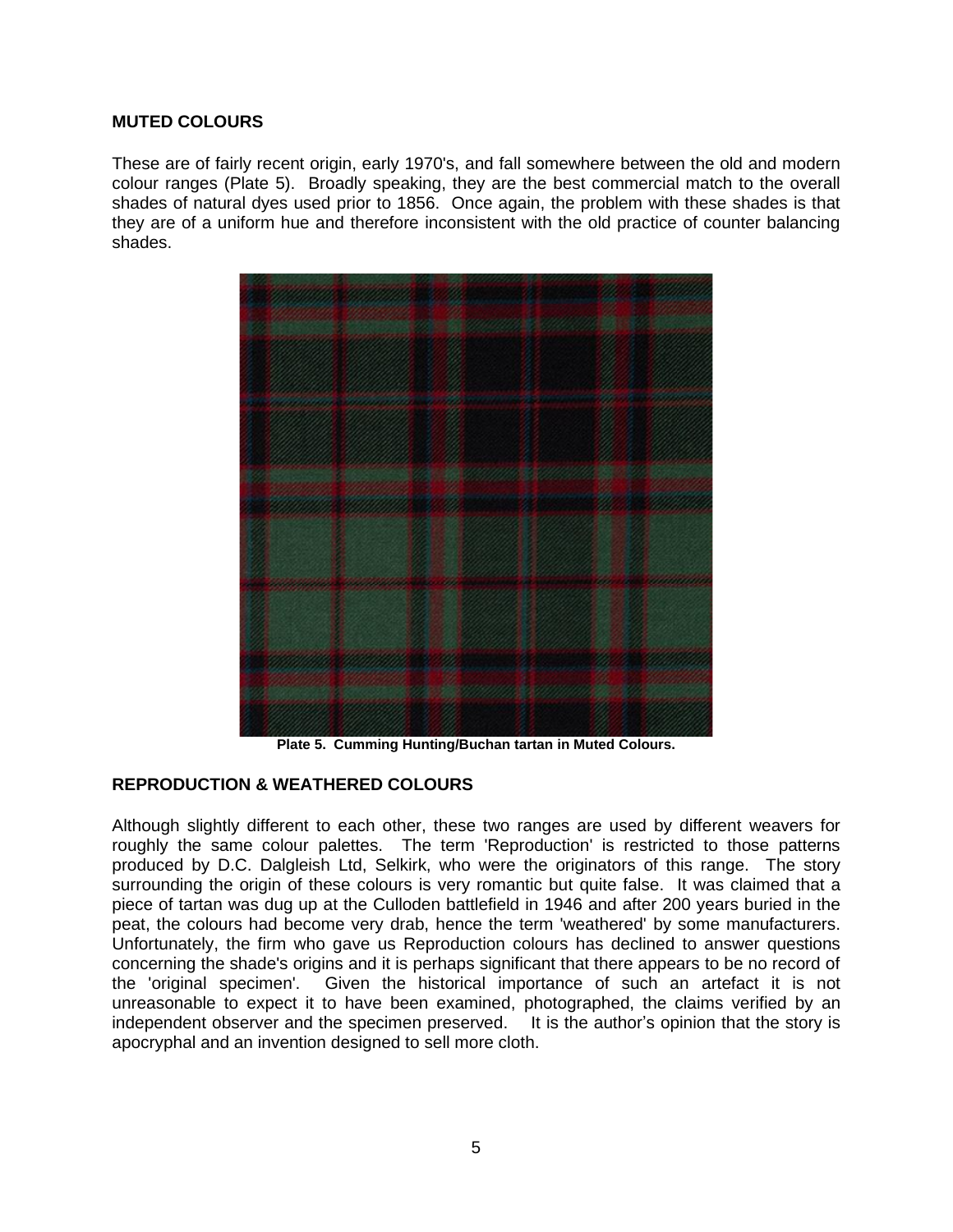## MUTED COLOURS

These are of fairly recent origin, early 1970's, and fall somewhere between the old and modern colour ranges (Plate 5). Broadly speaking, they are the best commercial match to the overall shades of natural dyes used prior to 1856. Once again, the problem with these shades is that they are of a uniform hue and therefore inconsistent with the old practice of counter balancing shades.

**Plate 5. Cumming Hunting/Buchan tartan in Muted Colours.**

## REPRODUCTION & WEATHERED COLOURS

Although slightly different to each other, these two ranges are used by different weavers for roughly the same colour palettes. The term 'Reproduction' is restricted to those patterns produced by D.C. Dalgleish Ltd, Selkirk, who were the originators of this range. The story surrounding the origin of these colours is very romantic but quite false. It was claimed that a piece of tartan was dug up at the Culloden battlefield in 1946 and after 200 years buried in the peat, the colours had become very drab, hence the term 'weathered' by some manufacturers. Unfortunately, the firm who gave us Reproduction colours has declined to answer questions concerning the shade's origins and it is perhaps significant that there appears to be no record of the 'original specimen'. Given the historical importance of such an artefact it is not unreasonable to expect it to have been examined, photographed, the claims verified by an independent observer and the specimen preserved. It is the author's opinion that the story is apocryphal and an invention designed to sell more cloth.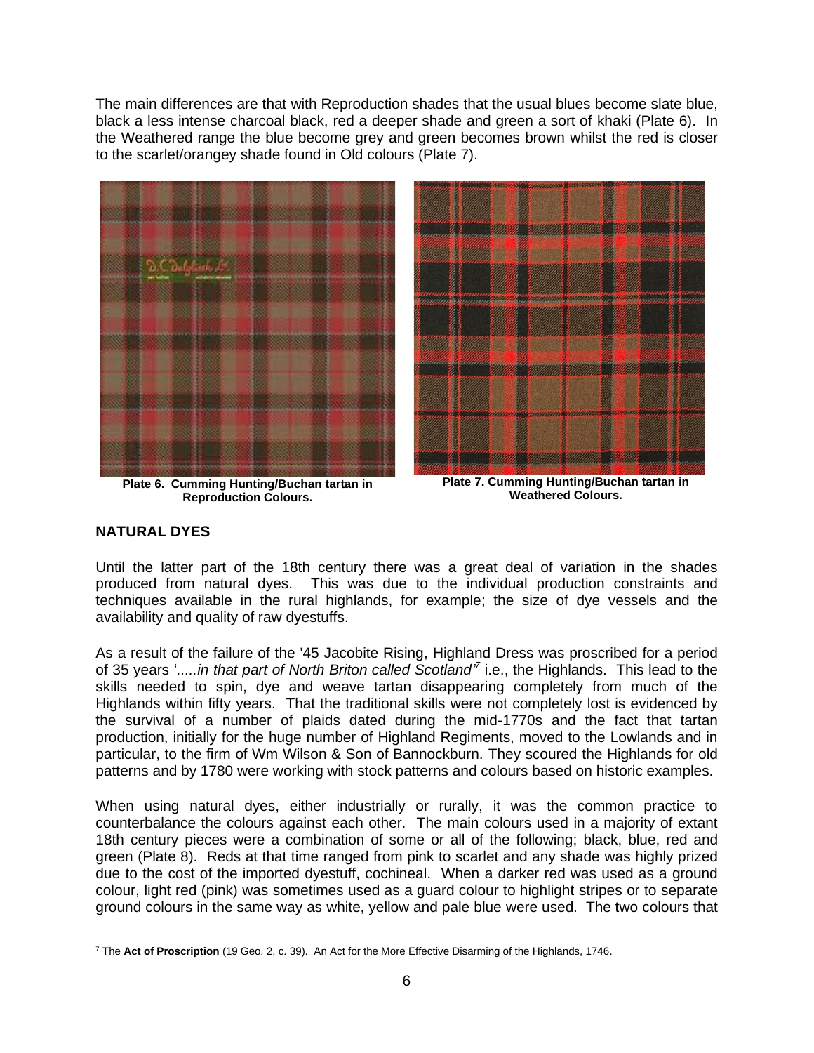The main differences are that with Reproduction shades that the usual blues become slate blue, black a less intense charcoal black, red a deeper shade and green a sort of khaki (Plate 6). In the Weathered range the blue become grey and green becomes brown whilst the red is closer to the scarlet/orangey shade found in Old colours (Plate 7).

**Plate 6. Cumming Hunting/Buchan tartan in Reproduction Colours.**

**Plate 7. Cumming Hunting/Buchan tartan in Weathered Colours.**

## NATURAL DYES

Until the latter part of the 18th century there was a great deal of variation in the shades produced from natural dyes. This was due to the individual production constraints and techniques available in the rural highlands, for example; the size of dye vessels and the availability and quality of raw dyestuffs.

As a result of the failure of the '45 Jacobite Rising, Highland Dress was proscribed for a period of 35 years *'.....in that part of North Briton called Scotland'*[7] i.e., the Highlands. This lead to the skills needed to spin, dye and weave tartan disappearing completely from much of the Highlands within fifty years. That the traditional skills were not completely lost is evidenced by the survival of a number of plaids dated during the mid-1770s and the fact that tartan production, initially for the huge number of Highland Regiments, moved to the Lowlands and in particular, to the firm of Wm Wilson & Son of Bannockburn. They scoured the Highlands for old patterns and by 1780 were working with stock patterns and colours based on historic examples.

When using natural dyes, either industrially or rurally, it was the common practice to counterbalance the colours against each other. The main colours used in a majority of extant 18th century pieces were a combination of some or all of the following; black, blue, red and green (Plate 8). Reds at that time ranged from pink to scarlet and any shade was highly prized due to the cost of the imported dyestuff, cochineal. When a darker red was used as a ground colour, light red (pink) was sometimes used as a guard colour to highlight stripes or to separate ground colours in the same way as white, yellow and pale blue were used. The two colours that

[7] The **Act of Proscription** (19 Geo. 2, c. 39). An Act for the More Effective Disarming of the Highlands, 1746.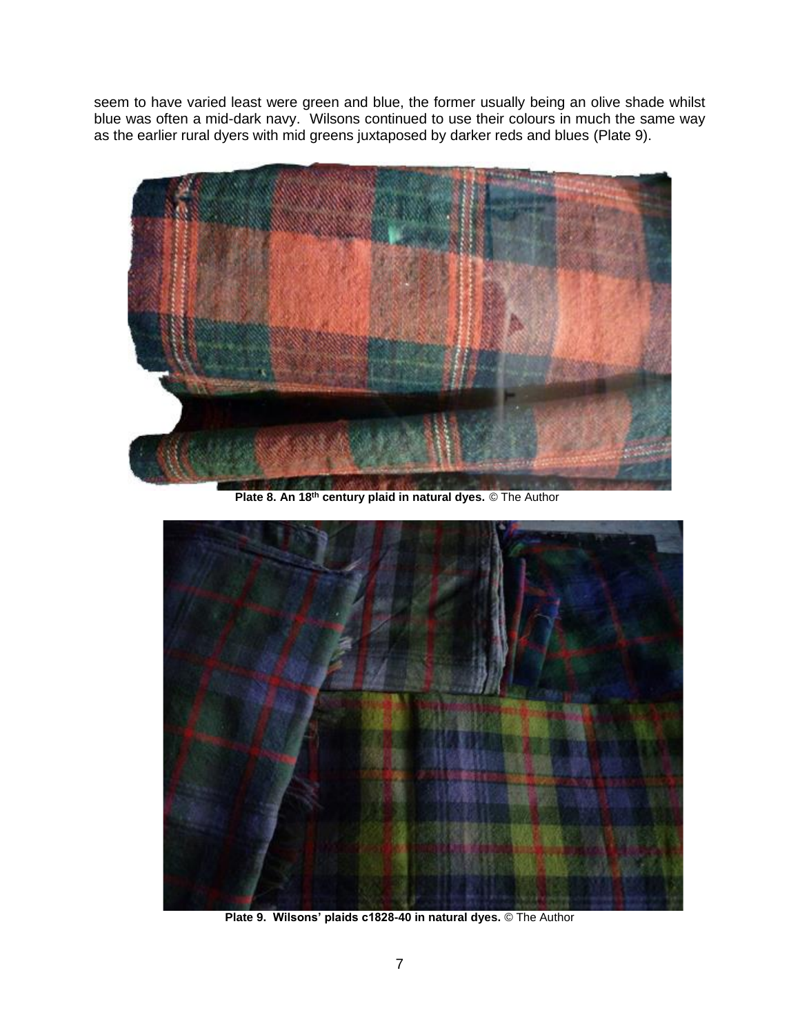seem to have varied least were green and blue, the former usually being an olive shade whilst blue was often a mid-dark navy. Wilsons continued to use their colours in much the same way as the earlier rural dyers with mid greens juxtaposed by darker reds and blues (Plate 9).

**Plate 8. An 18th century plaid in natural dyes.** © The Author

**Plate 9. Wilsons' plaids c1828-40 in natural dyes.** © The Author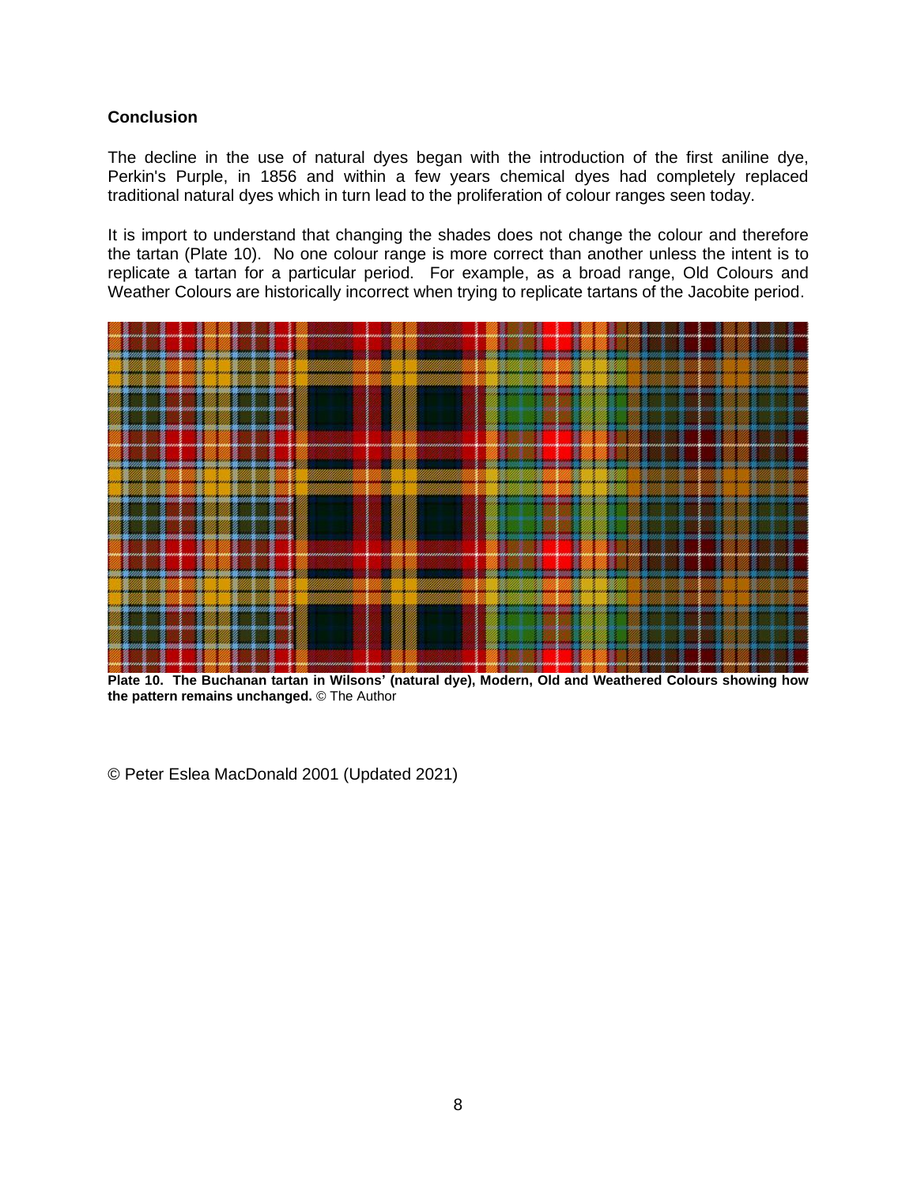## Conclusion

The decline in the use of natural dyes began with the introduction of the first aniline dye, Perkin's Purple, in 1856 and within a few years chemical dyes had completely replaced traditional natural dyes which in turn lead to the proliferation of colour ranges seen today.

It is import to understand that changing the shades does not change the colour and therefore the tartan (Plate 10). No one colour range is more correct than another unless the intent is to replicate a tartan for a particular period. For example, as a broad range, Old Colours and Weather Colours are historically incorrect when trying to replicate tartans of the Jacobite period.

**Plate 10. The Buchanan tartan in Wilsons' (natural dye), Modern, Old and Weathered Colours showing how the pattern remains unchanged.** © The Author

© Peter Eslea MacDonald 2001 (Updated 2021)